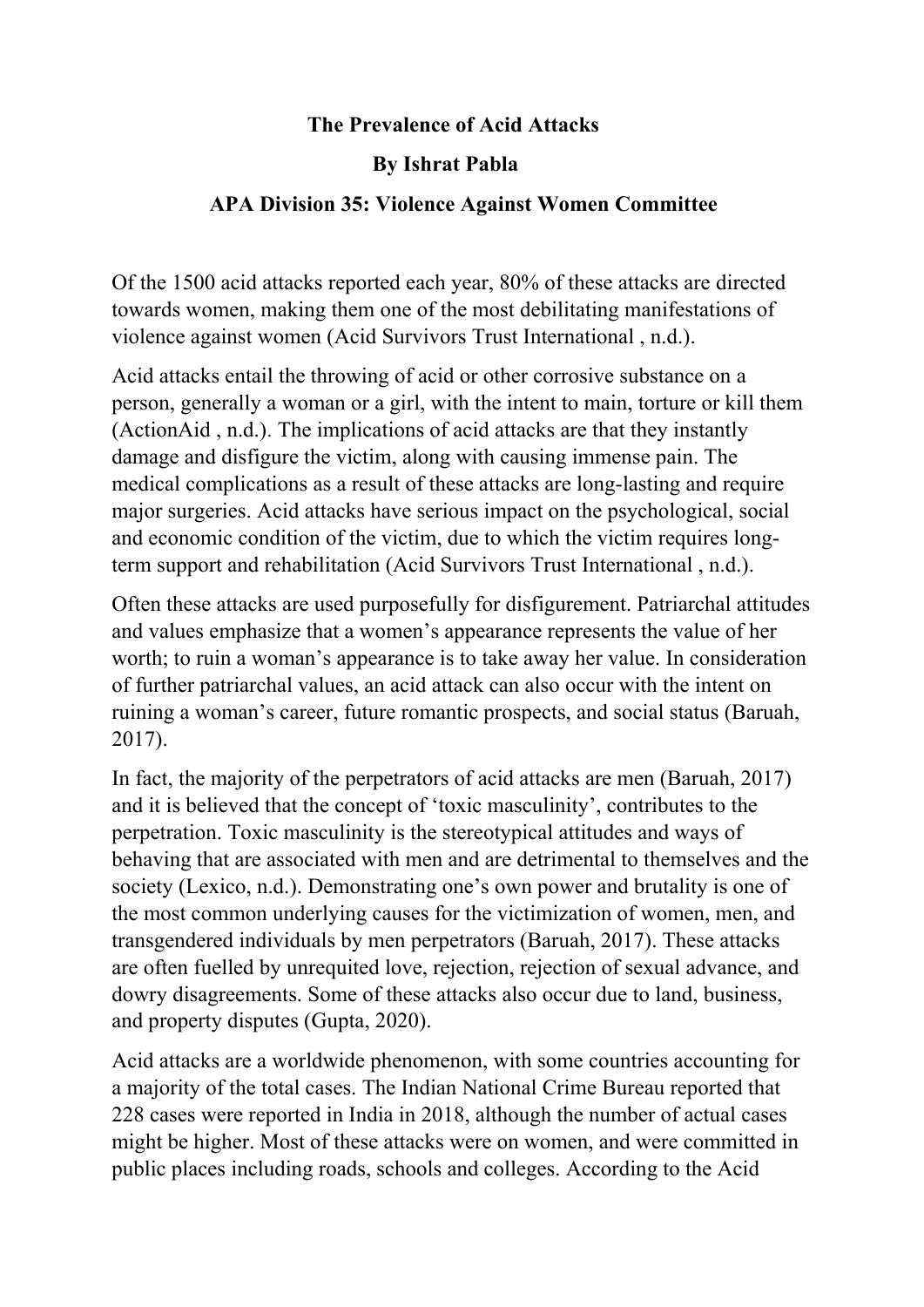**The Prevalence of Acid Attacks**

**By Ishrat Pabla**

**APA Division 35: Violence Against Women Committee**

Of the 1500 acid attacks reported each year, 80% of these attacks are directed towards women, making them one of the most debilitating manifestations of violence against women (Acid Survivors Trust International , n.d.).

Acid attacks entail the throwing of acid or other corrosive substance on a person, generally a woman or a girl, with the intent to main, torture or kill them (ActionAid , n.d.). The implications of acid attacks are that they instantly damage and disfigure the victim, along with causing immense pain. The medical complications as a result of these attacks are long-lasting and require major surgeries. Acid attacks have serious impact on the psychological, social and economic condition of the victim, due to which the victim requires long-term support and rehabilitation (Acid Survivors Trust International , n.d.).

Often these attacks are used purposefully for disfigurement. Patriarchal attitudes and values emphasize that a women's appearance represents the value of her worth; to ruin a woman's appearance is to take away her value. In consideration of further patriarchal values, an acid attack can also occur with the intent on ruining a woman's career, future romantic prospects, and social status (Baruah, 2017).

In fact, the majority of the perpetrators of acid attacks are men (Baruah, 2017) and it is believed that the concept of 'toxic masculinity', contributes to the perpetration. Toxic masculinity is the stereotypical attitudes and ways of behaving that are associated with men and are detrimental to themselves and the society (Lexico, n.d.). Demonstrating one's own power and brutality is one of the most common underlying causes for the victimization of women, men, and transgendered individuals by men perpetrators (Baruah, 2017). These attacks are often fuelled by unrequited love, rejection, rejection of sexual advance, and dowry disagreements. Some of these attacks also occur due to land, business, and property disputes (Gupta, 2020).

Acid attacks are a worldwide phenomenon, with some countries accounting for a majority of the total cases. The Indian National Crime Bureau reported that 228 cases were reported in India in 2018, although the number of actual cases might be higher. Most of these attacks were on women, and were committed in public places including roads, schools and colleges. According to the Acid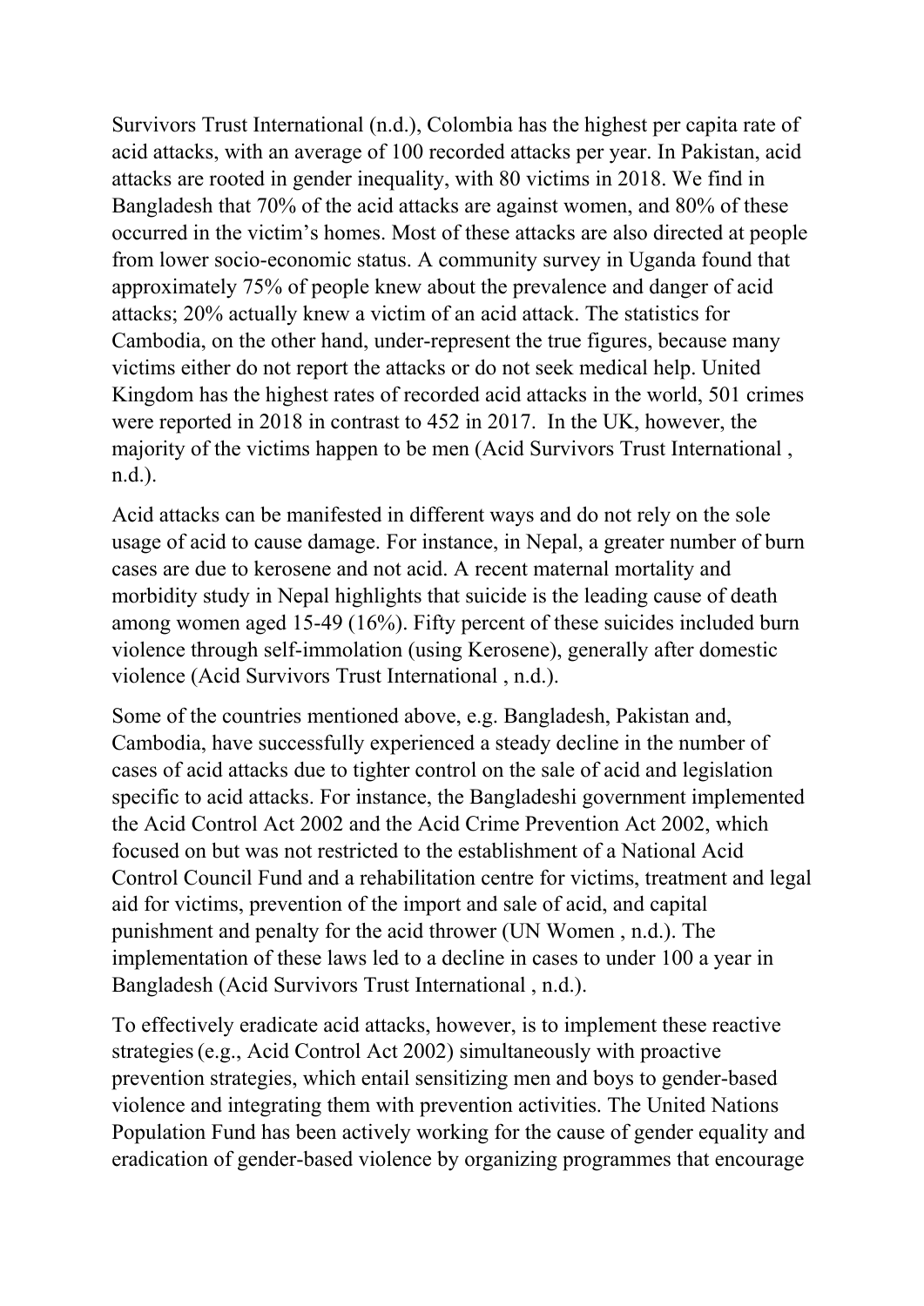Survivors Trust International (n.d.), Colombia has the highest per capita rate of acid attacks, with an average of 100 recorded attacks per year. In Pakistan, acid attacks are rooted in gender inequality, with 80 victims in 2018. We find in Bangladesh that 70% of the acid attacks are against women, and 80% of these occurred in the victim's homes. Most of these attacks are also directed at people from lower socio-economic status. A community survey in Uganda found that approximately 75% of people knew about the prevalence and danger of acid attacks; 20% actually knew a victim of an acid attack. The statistics for Cambodia, on the other hand, under-represent the true figures, because many victims either do not report the attacks or do not seek medical help. United Kingdom has the highest rates of recorded acid attacks in the world, 501 crimes were reported in 2018 in contrast to 452 in 2017. In the UK, however, the majority of the victims happen to be men (Acid Survivors Trust International , n.d.).

Acid attacks can be manifested in different ways and do not rely on the sole usage of acid to cause damage. For instance, in Nepal, a greater number of burn cases are due to kerosene and not acid. A recent maternal mortality and morbidity study in Nepal highlights that suicide is the leading cause of death among women aged 15-49 (16%). Fifty percent of these suicides included burn violence through self-immolation (using Kerosene), generally after domestic violence (Acid Survivors Trust International , n.d.).

Some of the countries mentioned above, e.g. Bangladesh, Pakistan and, Cambodia, have successfully experienced a steady decline in the number of cases of acid attacks due to tighter control on the sale of acid and legislation specific to acid attacks. For instance, the Bangladeshi government implemented the Acid Control Act 2002 and the Acid Crime Prevention Act 2002, which focused on but was not restricted to the establishment of a National Acid Control Council Fund and a rehabilitation centre for victims, treatment and legal aid for victims, prevention of the import and sale of acid, and capital punishment and penalty for the acid thrower (UN Women , n.d.). The implementation of these laws led to a decline in cases to under 100 a year in Bangladesh (Acid Survivors Trust International , n.d.).

To effectively eradicate acid attacks, however, is to implement these reactive strategies (e.g., Acid Control Act 2002) simultaneously with proactive prevention strategies, which entail sensitizing men and boys to gender-based violence and integrating them with prevention activities. The United Nations Population Fund has been actively working for the cause of gender equality and eradication of gender-based violence by organizing programmes that encourage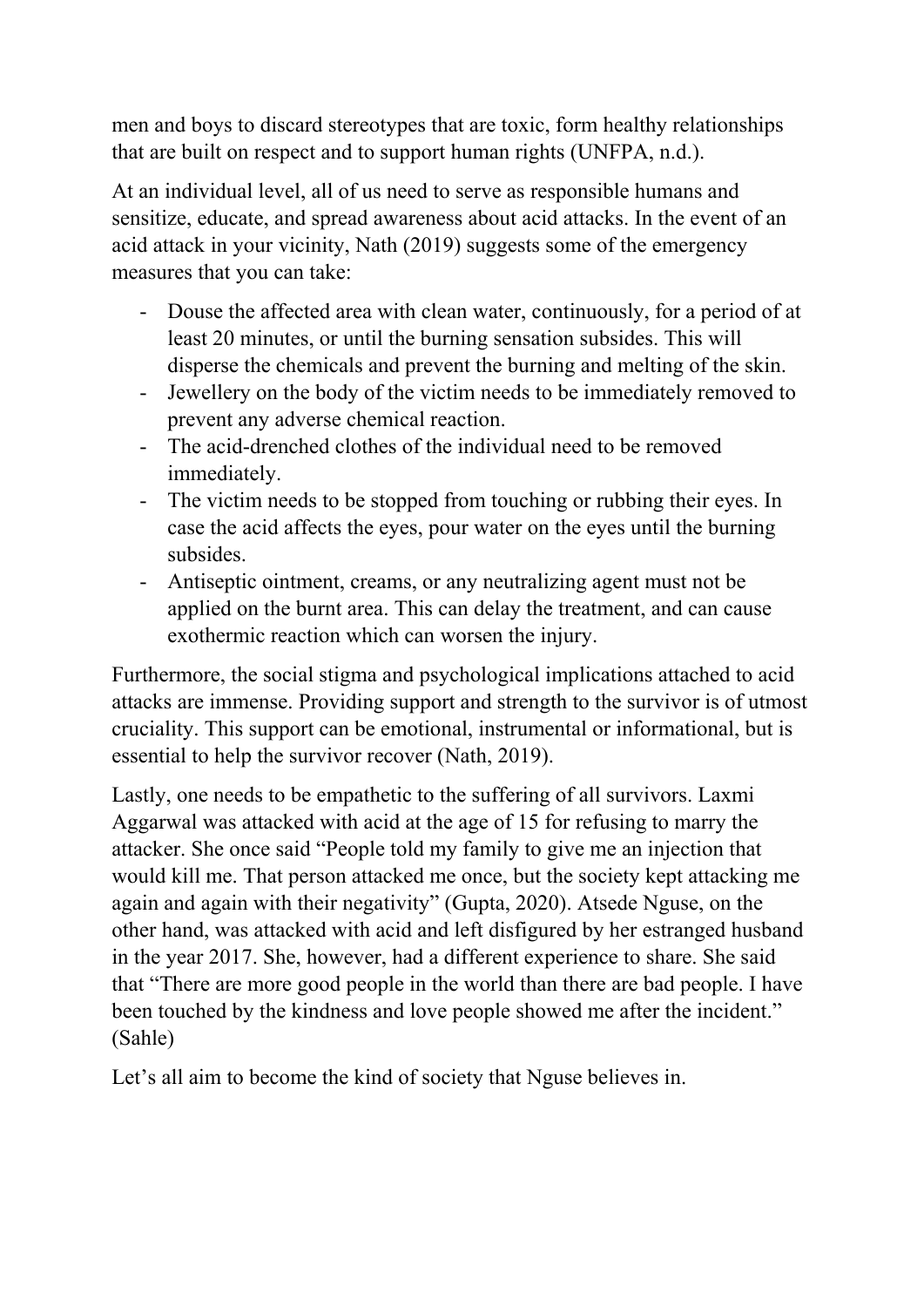men and boys to discard stereotypes that are toxic, form healthy relationships that are built on respect and to support human rights (UNFPA, n.d.).

At an individual level, all of us need to serve as responsible humans and sensitize, educate, and spread awareness about acid attacks. In the event of an acid attack in your vicinity, Nath (2019) suggests some of the emergency measures that you can take:

- Douse the affected area with clean water, continuously, for a period of at least 20 minutes, or until the burning sensation subsides. This will disperse the chemicals and prevent the burning and melting of the skin.
- Jewellery on the body of the victim needs to be immediately removed to prevent any adverse chemical reaction.
- The acid-drenched clothes of the individual need to be removed immediately.
- The victim needs to be stopped from touching or rubbing their eyes. In case the acid affects the eyes, pour water on the eyes until the burning subsides.
- Antiseptic ointment, creams, or any neutralizing agent must not be applied on the burnt area. This can delay the treatment, and can cause exothermic reaction which can worsen the injury.

Furthermore, the social stigma and psychological implications attached to acid attacks are immense. Providing support and strength to the survivor is of utmost cruciality. This support can be emotional, instrumental or informational, but is essential to help the survivor recover (Nath, 2019).

Lastly, one needs to be empathetic to the suffering of all survivors. Laxmi Aggarwal was attacked with acid at the age of 15 for refusing to marry the attacker. She once said "People told my family to give me an injection that would kill me. That person attacked me once, but the society kept attacking me again and again with their negativity" (Gupta, 2020). Atsede Nguse, on the other hand, was attacked with acid and left disfigured by her estranged husband in the year 2017. She, however, had a different experience to share. She said that "There are more good people in the world than there are bad people. I have been touched by the kindness and love people showed me after the incident." (Sahle)

Let's all aim to become the kind of society that Nguse believes in.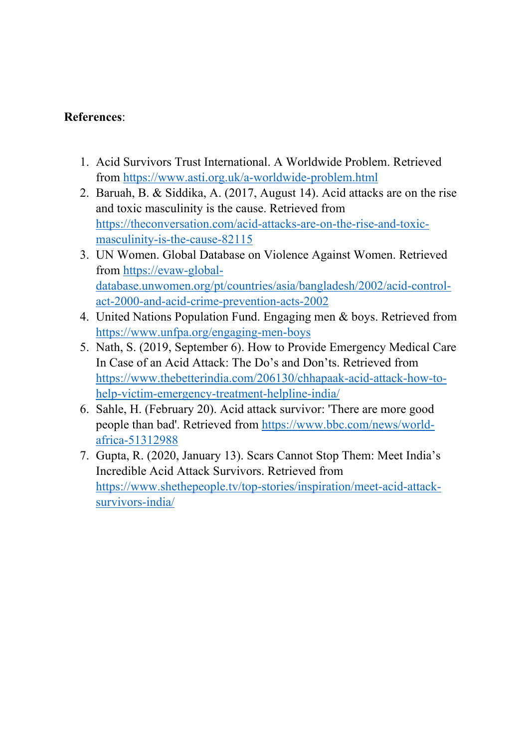**References**:

1. Acid Survivors Trust International. A Worldwide Problem. Retrieved from https://www.asti.org.uk/a-worldwide-problem.html
2. Baruah, B. & Siddika, A. (2017, August 14). Acid attacks are on the rise and toxic masculinity is the cause. Retrieved from https://theconversation.com/acid-attacks-are-on-the-rise-and-toxic-masculinity-is-the-cause-82115
3. UN Women. Global Database on Violence Against Women. Retrieved from https://evaw-global-database.unwomen.org/pt/countries/asia/bangladesh/2002/acid-control-act-2000-and-acid-crime-prevention-acts-2002
4. United Nations Population Fund. Engaging men & boys. Retrieved from https://www.unfpa.org/engaging-men-boys
5. Nath, S. (2019, September 6). How to Provide Emergency Medical Care In Case of an Acid Attack: The Do's and Don'ts. Retrieved from https://www.thebetterindia.com/206130/chhapaak-acid-attack-how-to-help-victim-emergency-treatment-helpline-india/
6. Sahle, H. (February 20). Acid attack survivor: 'There are more good people than bad'. Retrieved from https://www.bbc.com/news/world-africa-51312988
7. Gupta, R. (2020, January 13). Scars Cannot Stop Them: Meet India's Incredible Acid Attack Survivors. Retrieved from https://www.shethepeople.tv/top-stories/inspiration/meet-acid-attack-survivors-india/